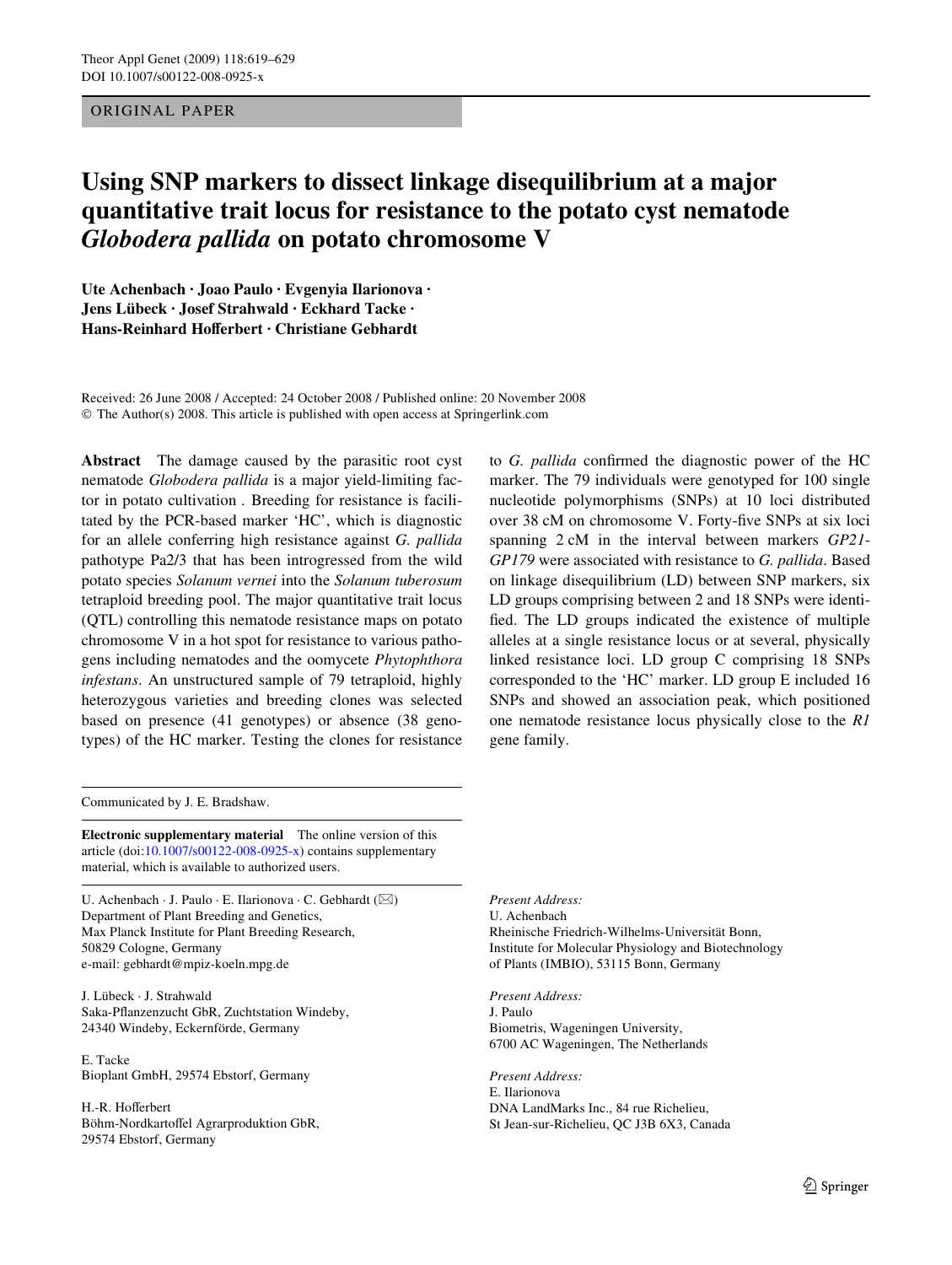ORIGINAL PAPER

# Using SNP markers to dissect linkage disequilibrium at a major quantitative trait locus for resistance to the potato cyst nematode *Globodera pallida* on potato chromosome V

**Ute Achenbach · Joao Paulo · Evgenyia Ilarionova · Jens Lübeck · Josef Strahwald · Eckhard Tacke · Hans-Reinhard Hofferbert · Christiane Gebhardt**

Received: 26 June 2008 / Accepted: 24 October 2008 / Published online: 20 November 2008
© The Author(s) 2008. This article is published with open access at Springerlink.com

**Abstract** The damage caused by the parasitic root cyst nematode *Globodera pallida* is a major yield-limiting factor in potato cultivation . Breeding for resistance is facilitated by the PCR-based marker 'HC', which is diagnostic for an allele conferring high resistance against *G. pallida* pathotype Pa2/3 that has been introgressed from the wild potato species *Solanum vernei* into the *Solanum tuberosum* tetraploid breeding pool. The major quantitative trait locus (QTL) controlling this nematode resistance maps on potato chromosome V in a hot spot for resistance to various pathogens including nematodes and the oomycete *Phytophthora infestans*. An unstructured sample of 79 tetraploid, highly heterozygous varieties and breeding clones was selected based on presence (41 genotypes) or absence (38 genotypes) of the HC marker. Testing the clones for resistance to *G. pallida* confirmed the diagnostic power of the HC marker. The 79 individuals were genotyped for 100 single nucleotide polymorphisms (SNPs) at 10 loci distributed over 38 cM on chromosome V. Forty-five SNPs at six loci spanning 2 cM in the interval between markers *GP21*-*GP179* were associated with resistance to *G. pallida*. Based on linkage disequilibrium (LD) between SNP markers, six LD groups comprising between 2 and 18 SNPs were identified. The LD groups indicated the existence of multiple alleles at a single resistance locus or at several, physically linked resistance loci. LD group C comprising 18 SNPs corresponded to the 'HC' marker. LD group E included 16 SNPs and showed an association peak, which positioned one nematode resistance locus physically close to the *R1* gene family.

Communicated by J. E. Bradshaw.

**Electronic supplementary material** The online version of this article (doi:10.1007/s00122-008-0925-x) contains supplementary material, which is available to authorized users.

U. Achenbach · J. Paulo · E. Ilarionova · C. Gebhardt (✉)
Department of Plant Breeding and Genetics,
Max Planck Institute for Plant Breeding Research,
50829 Cologne, Germany
e-mail: gebhardt@mpiz-koeln.mpg.de

J. Lübeck · J. Strahwald
Saka-Pflanzenzucht GbR, Zuchtstation Windeby,
24340 Windeby, Eckernförde, Germany

E. Tacke
Bioplant GmbH, 29574 Ebstorf, Germany

H.-R. Hofferbert
Böhm-Nordkartoffel Agrarproduktion GbR,
29574 Ebstorf, Germany

*Present Address:*
U. Achenbach
Rheinische Friedrich-Wilhelms-Universität Bonn,
Institute for Molecular Physiology and Biotechnology
of Plants (IMBIO), 53115 Bonn, Germany

*Present Address:*
J. Paulo
Biometris, Wageningen University,
6700 AC Wageningen, The Netherlands

*Present Address:*
E. Ilarionova
DNA LandMarks Inc., 84 rue Richelieu,
St Jean-sur-Richelieu, QC J3B 6X3, Canada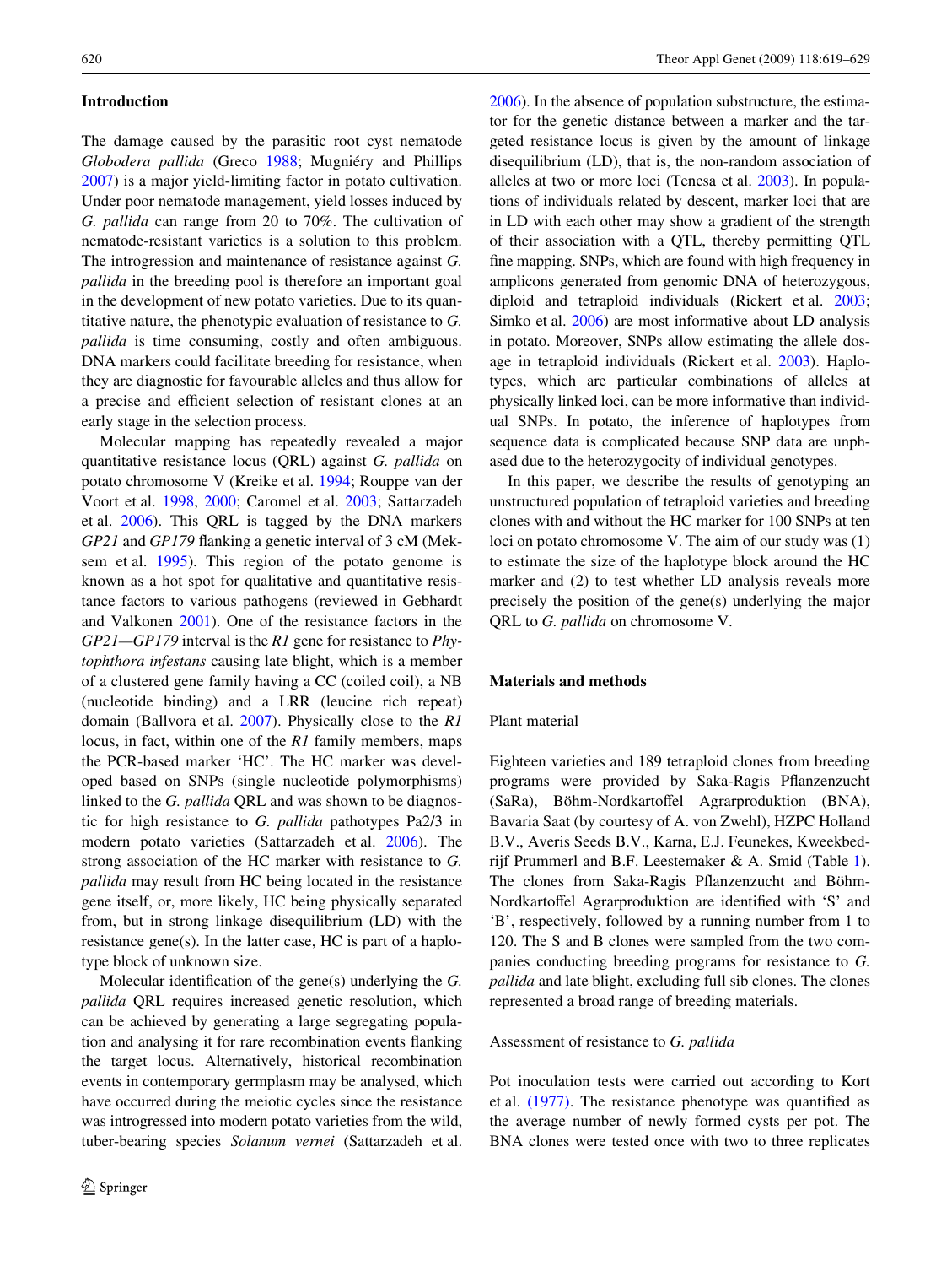## Introduction

The damage caused by the parasitic root cyst nematode *Globodera pallida* (Greco 1988; Mugniéry and Phillips 2007) is a major yield-limiting factor in potato cultivation. Under poor nematode management, yield losses induced by *G. pallida* can range from 20 to 70%. The cultivation of nematode-resistant varieties is a solution to this problem. The introgression and maintenance of resistance against *G. pallida* in the breeding pool is therefore an important goal in the development of new potato varieties. Due to its quantitative nature, the phenotypic evaluation of resistance to *G. pallida* is time consuming, costly and often ambiguous. DNA markers could facilitate breeding for resistance, when they are diagnostic for favourable alleles and thus allow for a precise and efficient selection of resistant clones at an early stage in the selection process.

Molecular mapping has repeatedly revealed a major quantitative resistance locus (QRL) against *G. pallida* on potato chromosome V (Kreike et al. 1994; Rouppe van der Voort et al. 1998, 2000; Caromel et al. 2003; Sattarzadeh et al. 2006). This QRL is tagged by the DNA markers *GP21* and *GP179* flanking a genetic interval of 3 cM (Meksem et al. 1995). This region of the potato genome is known as a hot spot for qualitative and quantitative resistance factors to various pathogens (reviewed in Gebhardt and Valkonen 2001). One of the resistance factors in the *GP21*—*GP179* interval is the *R1* gene for resistance to *Phytophthora infestans* causing late blight, which is a member of a clustered gene family having a CC (coiled coil), a NB (nucleotide binding) and a LRR (leucine rich repeat) domain (Ballvora et al. 2007). Physically close to the *R1* locus, in fact, within one of the *R1* family members, maps the PCR-based marker 'HC'. The HC marker was developed based on SNPs (single nucleotide polymorphisms) linked to the *G. pallida* QRL and was shown to be diagnostic for high resistance to *G. pallida* pathotypes Pa2/3 in modern potato varieties (Sattarzadeh et al. 2006). The strong association of the HC marker with resistance to *G. pallida* may result from HC being located in the resistance gene itself, or, more likely, HC being physically separated from, but in strong linkage disequilibrium (LD) with the resistance gene(s). In the latter case, HC is part of a haplotype block of unknown size.

Molecular identification of the gene(s) underlying the *G. pallida* QRL requires increased genetic resolution, which can be achieved by generating a large segregating population and analysing it for rare recombination events flanking the target locus. Alternatively, historical recombination events in contemporary germplasm may be analysed, which have occurred during the meiotic cycles since the resistance was introgressed into modern potato varieties from the wild, tuber-bearing species *Solanum vernei* (Sattarzadeh et al. 2006). In the absence of population substructure, the estimator for the genetic distance between a marker and the targeted resistance locus is given by the amount of linkage disequilibrium (LD), that is, the non-random association of alleles at two or more loci (Tenesa et al. 2003). In populations of individuals related by descent, marker loci that are in LD with each other may show a gradient of the strength of their association with a QTL, thereby permitting QTL fine mapping. SNPs, which are found with high frequency in amplicons generated from genomic DNA of heterozygous, diploid and tetraploid individuals (Rickert et al. 2003; Simko et al. 2006) are most informative about LD analysis in potato. Moreover, SNPs allow estimating the allele dosage in tetraploid individuals (Rickert et al. 2003). Haplotypes, which are particular combinations of alleles at physically linked loci, can be more informative than individual SNPs. In potato, the inference of haplotypes from sequence data is complicated because SNP data are unphased due to the heterozygocity of individual genotypes.

In this paper, we describe the results of genotyping an unstructured population of tetraploid varieties and breeding clones with and without the HC marker for 100 SNPs at ten loci on potato chromosome V. The aim of our study was (1) to estimate the size of the haplotype block around the HC marker and (2) to test whether LD analysis reveals more precisely the position of the gene(s) underlying the major QRL to *G. pallida* on chromosome V.

## Materials and methods

### Plant material

Eighteen varieties and 189 tetraploid clones from breeding programs were provided by Saka-Ragis Pflanzenzucht (SaRa), Böhm-Nordkartoffel Agrarproduktion (BNA), Bavaria Saat (by courtesy of A. von Zwehl), HZPC Holland B.V., Averis Seeds B.V., Karna, E.J. Feunekes, Kweekbedrijf Prummerl and B.F. Leestemaker & A. Smid (Table 1). The clones from Saka-Ragis Pflanzenzucht and Böhm-Nordkartoffel Agrarproduktion are identified with 'S' and 'B', respectively, followed by a running number from 1 to 120. The S and B clones were sampled from the two companies conducting breeding programs for resistance to *G. pallida* and late blight, excluding full sib clones. The clones represented a broad range of breeding materials.

### Assessment of resistance to *G. pallida*

Pot inoculation tests were carried out according to Kort et al. (1977). The resistance phenotype was quantified as the average number of newly formed cysts per pot. The BNA clones were tested once with two to three replicates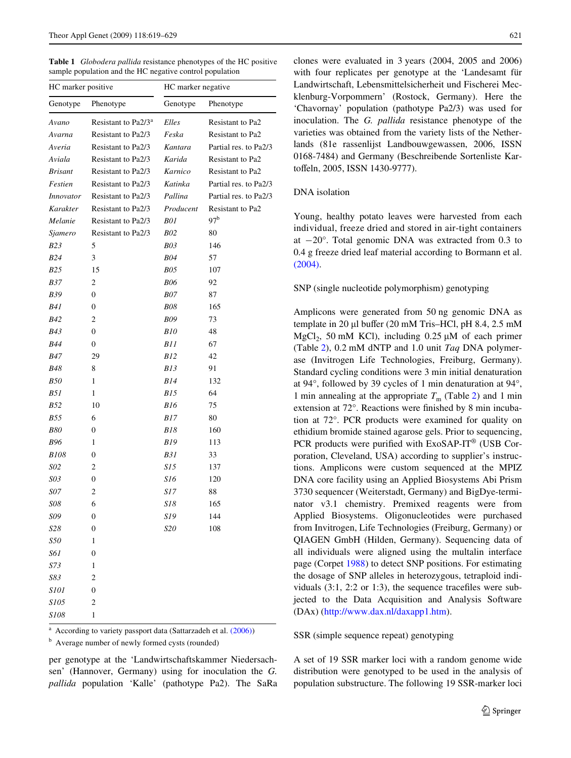**Table 1** *Globodera pallida* resistance phenotypes of the HC positive sample population and the HC negative control population

| HC marker positive | | HC marker negative | |
|---|---|---|---|
| Genotype | Phenotype | Genotype | Phenotype |
| *Avano* | Resistant to Pa2/3[a] | *Elles* | Resistant to Pa2 |
| *Avarna* | Resistant to Pa2/3 | *Feska* | Resistant to Pa2 |
| *Averia* | Resistant to Pa2/3 | *Kantara* | Partial res. to Pa2/3 |
| *Aviala* | Resistant to Pa2/3 | *Karida* | Resistant to Pa2 |
| *Brisant* | Resistant to Pa2/3 | *Karnico* | Resistant to Pa2 |
| *Festien* | Resistant to Pa2/3 | *Katinka* | Partial res. to Pa2/3 |
| *Innovator* | Resistant to Pa2/3 | *Pallina* | Partial res. to Pa2/3 |
| *Karakter* | Resistant to Pa2/3 | *Producent* | Resistant to Pa2 |
| *Melanie* | Resistant to Pa2/3 | *B01* | 97[b] |
| *Sjamero* | Resistant to Pa2/3 | *B02* | 80 |
| *B23* | 5 | *B03* | 146 |
| *B24* | 3 | *B04* | 57 |
| *B25* | 15 | *B05* | 107 |
| *B37* | 2 | *B06* | 92 |
| *B39* | 0 | *B07* | 87 |
| *B41* | 0 | *B08* | 165 |
| *B42* | 2 | *B09* | 73 |
| *B43* | 0 | *B10* | 48 |
| *B44* | 0 | *B11* | 67 |
| *B47* | 29 | *B12* | 42 |
| *B48* | 8 | *B13* | 91 |
| *B50* | 1 | *B14* | 132 |
| *B51* | 1 | *B15* | 64 |
| *B52* | 10 | *B16* | 75 |
| *B55* | 6 | *B17* | 80 |
| *B80* | 0 | *B18* | 160 |
| *B96* | 1 | *B19* | 113 |
| *B108* | 0 | *B31* | 33 |
| *S02* | 2 | *S15* | 137 |
| *S03* | 0 | *S16* | 120 |
| *S07* | 2 | *S17* | 88 |
| *S08* | 6 | *S18* | 165 |
| *S09* | 0 | *S19* | 144 |
| *S28* | 0 | *S20* | 108 |
| *S50* | 1 | | |
| *S61* | 0 | | |
| *S73* | 1 | | |
| *S83* | 2 | | |
| *S101* | 0 | | |
| *S105* | 2 | | |
| *S108* | 1 | | |

[a] According to variety passport data (Sattarzadeh et al. (2006))

[b] Average number of newly formed cysts (rounded)

per genotype at the 'Landwirtschaftskammer Niedersachsen' (Hannover, Germany) using for inoculation the *G. pallida* population 'Kalle' (pathotype Pa2). The SaRa clones were evaluated in 3 years (2004, 2005 and 2006) with four replicates per genotype at the 'Landesamt für Landwirtschaft, Lebensmittelsicherheit und Fischerei Mecklenburg-Vorpommern' (Rostock, Germany). Here the 'Chavornay' population (pathotype Pa2/3) was used for inoculation. The *G. pallida* resistance phenotype of the varieties was obtained from the variety lists of the Netherlands (81e rassenlijst Landbouwgewassen, 2006, ISSN 0168-7484) and Germany (Beschreibende Sortenliste Kartoffeln, 2005, ISSN 1430-9777).

## DNA isolation

Young, healthy potato leaves were harvested from each individual, freeze dried and stored in air-tight containers at −20°. Total genomic DNA was extracted from 0.3 to 0.4 g freeze dried leaf material according to Bormann et al. (2004).

## SNP (single nucleotide polymorphism) genotyping

Amplicons were generated from 50 ng genomic DNA as template in 20 µl buffer (20 mM Tris–HCl, pH 8.4, 2.5 mM $MgCl_2$, 50 mM KCl), including 0.25 µM of each primer (Table 2), 0.2 mM dNTP and 1.0 unit *Taq* DNA polymerase (Invitrogen Life Technologies, Freiburg, Germany). Standard cycling conditions were 3 min initial denaturation at 94°, followed by 39 cycles of 1 min denaturation at 94°, 1 min annealing at the appropriate $T_m$ (Table 2) and 1 min extension at 72°. Reactions were finished by 8 min incubation at 72°. PCR products were examined for quality on ethidium bromide stained agarose gels. Prior to sequencing, PCR products were purified with ExoSAP-IT® (USB Corporation, Cleveland, USA) according to supplier's instructions. Amplicons were custom sequenced at the MPIZ DNA core facility using an Applied Biosystems Abi Prism 3730 sequencer (Weiterstadt, Germany) and BigDye-terminator v3.1 chemistry. Premixed reagents were from Applied Biosystems. Oligonucleotides were purchased from Invitrogen, Life Technologies (Freiburg, Germany) or QIAGEN GmbH (Hilden, Germany). Sequencing data of all individuals were aligned using the multalin interface page (Corpet 1988) to detect SNP positions. For estimating the dosage of SNP alleles in heterozygous, tetraploid individuals (3:1, 2:2 or 1:3), the sequence tracefiles were subjected to the Data Acquisition and Analysis Software (DAx) (http://www.dax.nl/daxapp1.htm).

## SSR (simple sequence repeat) genotyping

A set of 19 SSR marker loci with a random genome wide distribution were genotyped to be used in the analysis of population substructure. The following 19 SSR-marker loci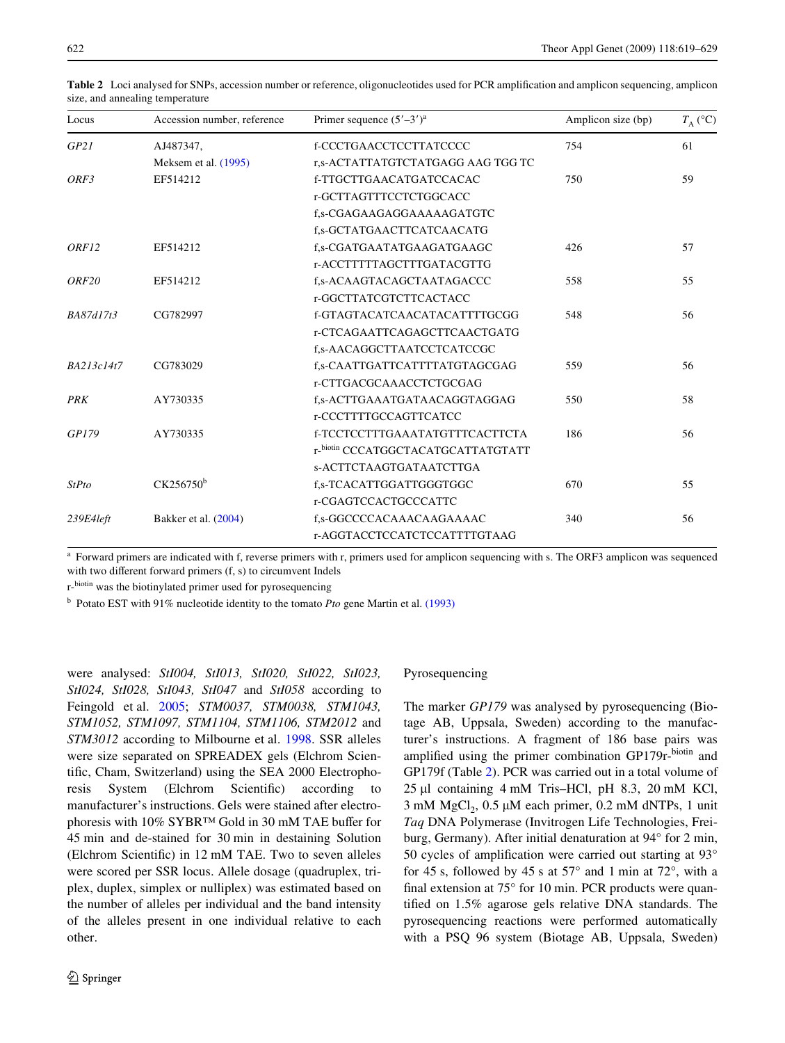**Table 2** Loci analysed for SNPs, accession number or reference, oligonucleotides used for PCR amplification and amplicon sequencing, amplicon size, and annealing temperature

| Locus | Accession number, reference | Primer sequence (5′–3′)[a] | Amplicon size (bp) | $T_A$ (°C) |
|---|---|---|---|---|
| *GP21* | AJ487347, Meksem et al. (1995) | f-CCCTGAACCTCCTTATCCCC<br>r,s-ACTATTATGTCTATGAGG AAG TGG TC | 754 | 61 |
| *ORF3* | EF514212 | f-TTGCTTGAACATGATCCACAC<br>r-GCTTAGTTTCCTCTGGCACC<br>f,s-CGAGAAGAGGAAAAAGATGTC<br>f,s-GCTATGAACTTCATCAACATG | 750 | 59 |
| *ORF12* | EF514212 | f,s-CGATGAATATGAAGATGAAGC<br>r-ACCTTTTTAGCTTTGATACGTTG | 426 | 57 |
| *ORF20* | EF514212 | f,s-ACAAGTACAGCTAATAGACCC<br>r-GGCTTATCGTCTTCACTACC | 558 | 55 |
| *BA87d17t3* | CG782997 | f-GTAGTACATCAACATACATTTTGCGG<br>r-CTCAGAATTCAGAGCTTCAACTGATG<br>f,s-AACAGGCTTAATCCTCATCCGC | 548 | 56 |
| *BA213c14t7* | CG783029 | f,s-CAATTGATTCATTTTATGTAGCGAG<br>r-CTTGACGCAAACCTCTGCGAG | 559 | 56 |
| *PRK* | AY730335 | f,s-ACTTGAAATGATAACAGGTAGGAG<br>r-CCCTTTTGCCAGTTCATCC | 550 | 58 |
| *GP179* | AY730335 | f-TCCTCCTTTGAAATATGTTTCACTTCTA<br>r-[biotin] CCCATGGCTACATGCATTATGTATT<br>s-ACTTCTAAGTGATAATCTTGA | 186 | 56 |
| *StPto* | CK256750[b] | f,s-TCACATTGGATTGGGTGGC<br>r-CGAGTCCACTGCCCATTC | 670 | 55 |
| *239E4left* | Bakker et al. (2004) | f,s-GGCCCCACAAACAAGAAAAC<br>r-AGGTACCTCCATCTCCATTTTGTAAG | 340 | 56 |

[a] Forward primers are indicated with f, reverse primers with r, primers used for amplicon sequencing with s. The ORF3 amplicon was sequenced with two different forward primers (f, s) to circumvent Indels

r-[biotin] was the biotinylated primer used for pyrosequencing

[b] Potato EST with 91% nucleotide identity to the tomato *Pto* gene Martin et al. (1993)

were analysed: *StI004, StI013, StI020, StI022, StI023, StI024, StI028, StI043, StI047* and *StI058* according to Feingold et al. 2005; *STM0037, STM0038, STM1043, STM1052, STM1097, STM1104, STM1106, STM2012* and *STM3012* according to Milbourne et al. 1998. SSR alleles were size separated on SPREADEX gels (Elchrom Scientific, Cham, Switzerland) using the SEA 2000 Electrophoresis System (Elchrom Scientific) according to manufacturer's instructions. Gels were stained after electrophoresis with 10% SYBR™ Gold in 30 mM TAE buffer for 45 min and de-stained for 30 min in destaining Solution (Elchrom Scientific) in 12 mM TAE. Two to seven alleles were scored per SSR locus. Allele dosage (quadruplex, triplex, duplex, simplex or nulliplex) was estimated based on the number of alleles per individual and the band intensity of the alleles present in one individual relative to each other.

### Pyrosequencing

The marker *GP179* was analysed by pyrosequencing (Biotage AB, Uppsala, Sweden) according to the manufacturer's instructions. A fragment of 186 base pairs was amplified using the primer combination GP179r-[biotin] and GP179f (Table 2). PCR was carried out in a total volume of 25 µl containing 4 mM Tris–HCl, pH 8.3, 20 mM KCl, 3 mM $MgCl_2$, 0.5 µM each primer, 0.2 mM dNTPs, 1 unit *Taq* DNA Polymerase (Invitrogen Life Technologies, Freiburg, Germany). After initial denaturation at 94° for 2 min, 50 cycles of amplification were carried out starting at 93° for 45 s, followed by 45 s at 57° and 1 min at 72°, with a final extension at 75° for 10 min. PCR products were quantified on 1.5% agarose gels relative DNA standards. The pyrosequencing reactions were performed automatically with a PSQ 96 system (Biotage AB, Uppsala, Sweden)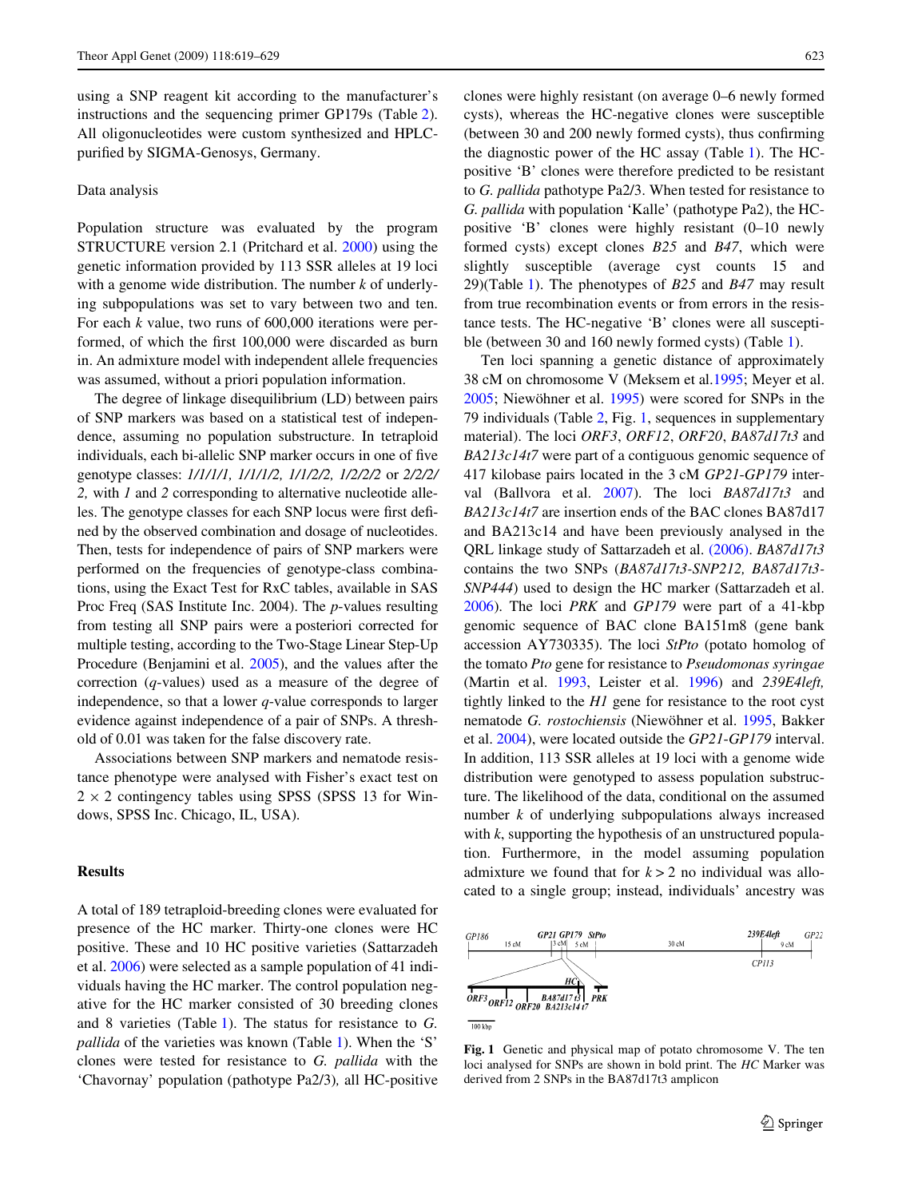using a SNP reagent kit according to the manufacturer's instructions and the sequencing primer GP179s (Table 2). All oligonucleotides were custom synthesized and HPLC-purified by SIGMA-Genosys, Germany.

Data analysis

Population structure was evaluated by the program STRUCTURE version 2.1 (Pritchard et al. 2000) using the genetic information provided by 113 SSR alleles at 19 loci with a genome wide distribution. The number $k$ of underlying subpopulations was set to vary between two and ten. For each $k$ value, two runs of 600,000 iterations were performed, of which the first 100,000 were discarded as burn in. An admixture model with independent allele frequencies was assumed, without a priori population information.

The degree of linkage disequilibrium (LD) between pairs of SNP markers was based on a statistical test of independence, assuming no population substructure. In tetraploid individuals, each bi-allelic SNP marker occurs in one of five genotype classes: *1/1/1/1, 1/1/1/2, 1/1/2/2, 1/2/2/2* or *2/2/2/2*, with *1* and *2* corresponding to alternative nucleotide alleles. The genotype classes for each SNP locus were first defined by the observed combination and dosage of nucleotides. Then, tests for independence of pairs of SNP markers were performed on the frequencies of genotype-class combinations, using the Exact Test for RxC tables, available in SAS Proc Freq (SAS Institute Inc. 2004). The $p$-values resulting from testing all SNP pairs were a posteriori corrected for multiple testing, according to the Two-Stage Linear Step-Up Procedure (Benjamini et al. 2005), and the values after the correction ($q$-values) used as a measure of the degree of independence, so that a lower $q$-value corresponds to larger evidence against independence of a pair of SNPs. A threshold of 0.01 was taken for the false discovery rate.

Associations between SNP markers and nematode resistance phenotype were analysed with Fisher's exact test on $2 \times 2$ contingency tables using SPSS (SPSS 13 for Windows, SPSS Inc. Chicago, IL, USA).

## Results

A total of 189 tetraploid-breeding clones were evaluated for presence of the HC marker. Thirty-one clones were HC positive. These and 10 HC positive varieties (Sattarzadeh et al. 2006) were selected as a sample population of 41 individuals having the HC marker. The control population negative for the HC marker consisted of 30 breeding clones and 8 varieties (Table 1). The status for resistance to *G. pallida* of the varieties was known (Table 1). When the 'S' clones were tested for resistance to *G. pallida* with the 'Chavornay' population (pathotype Pa2/3), all HC-positive clones were highly resistant (on average 0–6 newly formed cysts), whereas the HC-negative clones were susceptible (between 30 and 200 newly formed cysts), thus confirming the diagnostic power of the HC assay (Table 1). The HC-positive 'B' clones were therefore predicted to be resistant to *G. pallida* pathotype Pa2/3. When tested for resistance to *G. pallida* with population 'Kalle' (pathotype Pa2), the HC-positive 'B' clones were highly resistant (0–10 newly formed cysts) except clones *B25* and *B47*, which were slightly susceptible (average cyst counts 15 and 29)(Table 1). The phenotypes of *B25* and *B47* may result from true recombination events or from errors in the resistance tests. The HC-negative 'B' clones were all susceptible (between 30 and 160 newly formed cysts) (Table 1).

Ten loci spanning a genetic distance of approximately 38 cM on chromosome V (Meksem et al.1995; Meyer et al. 2005; Niewöhner et al. 1995) were scored for SNPs in the 79 individuals (Table 2, Fig. 1, sequences in supplementary material). The loci *ORF3*, *ORF12*, *ORF20*, *BA87d17t3* and *BA213c14t7* were part of a contiguous genomic sequence of 417 kilobase pairs located in the 3 cM *GP21-GP179* interval (Ballvora et al. 2007). The loci *BA87d17t3* and *BA213c14t7* are insertion ends of the BAC clones BA87d17 and BA213c14 and have been previously analysed in the QRL linkage study of Sattarzadeh et al. (2006). *BA87d17t3* contains the two SNPs (*BA87d17t3-SNP212, BA87d17t3-SNP444*) used to design the HC marker (Sattarzadeh et al. 2006). The loci *PRK* and *GP179* were part of a 41-kbp genomic sequence of BAC clone BA151m8 (gene bank accession AY730335). The loci *StPto* (potato homolog of the tomato *Pto* gene for resistance to *Pseudomonas syringae* (Martin et al. 1993, Leister et al. 1996) and *239E4left,* tightly linked to the *H1* gene for resistance to the root cyst nematode *G. rostochiensis* (Niewöhner et al. 1995, Bakker et al. 2004), were located outside the *GP21-GP179* interval. In addition, 113 SSR alleles at 19 loci with a genome wide distribution were genotyped to assess population substructure. The likelihood of the data, conditional on the assumed number $k$ of underlying subpopulations always increased with $k$, supporting the hypothesis of an unstructured population. Furthermore, in the model assuming population admixture we found that for $k > 2$ no individual was allocated to a single group; instead, individuals' ancestry was

**Fig. 1** Genetic and physical map of potato chromosome V. The ten loci analysed for SNPs are shown in bold print. The *HC* Marker was derived from 2 SNPs in the BA87d17t3 amplicon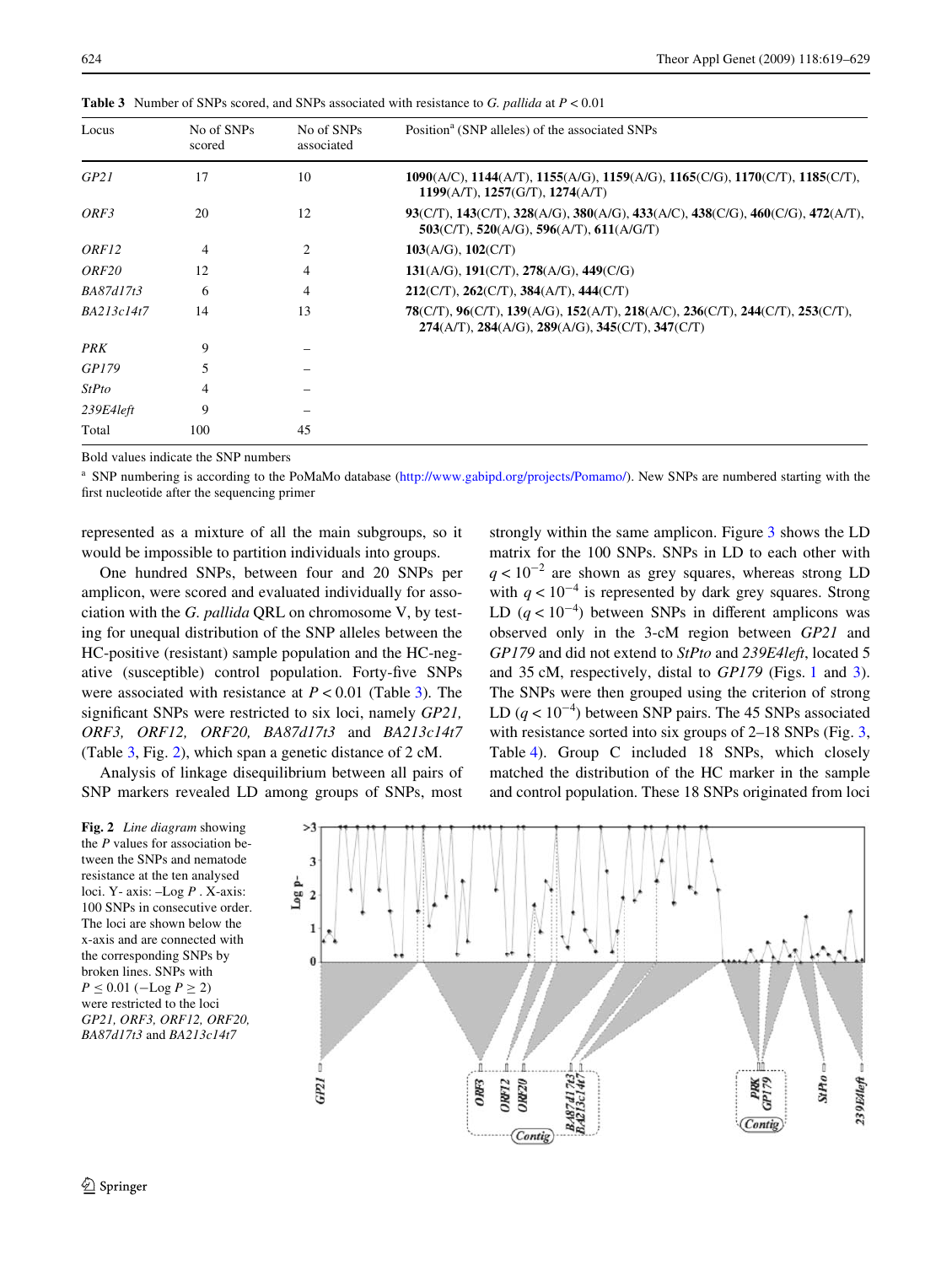**Table 3** Number of SNPs scored, and SNPs associated with resistance to *G. pallida* at $P < 0.01$

| Locus | No of SNPs scored | No of SNPs associated | Position[a] (SNP alleles) of the associated SNPs |
|---|---|---|---|
| *GP21* | 17 | 10 | **1090**(A/C), **1144**(A/T), **1155**(A/G), **1159**(A/G), **1165**(C/G), **1170**(C/T), **1185**(C/T), **1199**(A/T), **1257**(G/T), **1274**(A/T) |
| *ORF3* | 20 | 12 | **93**(C/T), **143**(C/T), **328**(A/G), **380**(A/G), **433**(A/C), **438**(C/G), **460**(C/G), **472**(A/T), **503**(C/T), **520**(A/G), **596**(A/T), **611**(A/G/T) |
| *ORF12* | 4 | 2 | **103**(A/G), **102**(C/T) |
| *ORF20* | 12 | 4 | **131**(A/G), **191**(C/T), **278**(A/G), **449**(C/G) |
| *BA87d17t3* | 6 | 4 | **212**(C/T), **262**(C/T), **384**(A/T), **444**(C/T) |
| *BA213c14t7* | 14 | 13 | **78**(C/T), **96**(C/T), **139**(A/G), **152**(A/T), **218**(A/C), **236**(C/T), **244**(C/T), **253**(C/T), **274**(A/T), **284**(A/G), **289**(A/G), **345**(C/T), **347**(C/T) |
| *PRK* | 9 | – | |
| *GP179* | 5 | – | |
| *StPto* | 4 | – | |
| *239E4left* | 9 | – | |
| Total | 100 | 45 | |

Bold values indicate the SNP numbers

[a] SNP numbering is according to the PoMaMo database (http://www.gabipd.org/projects/Pomamo/). New SNPs are numbered starting with the first nucleotide after the sequencing primer

represented as a mixture of all the main subgroups, so it would be impossible to partition individuals into groups.

One hundred SNPs, between four and 20 SNPs per amplicon, were scored and evaluated individually for association with the *G. pallida* QRL on chromosome V, by testing for unequal distribution of the SNP alleles between the HC-positive (resistant) sample population and the HC-negative (susceptible) control population. Forty-five SNPs were associated with resistance at $P < 0.01$ (Table 3). The significant SNPs were restricted to six loci, namely *GP21, ORF3, ORF12, ORF20, BA87d17t3* and *BA213c14t7* (Table 3, Fig. 2), which span a genetic distance of 2 cM.

Analysis of linkage disequilibrium between all pairs of SNP markers revealed LD among groups of SNPs, most strongly within the same amplicon. Figure 3 shows the LD matrix for the 100 SNPs. SNPs in LD to each other with $q < 10^{-2}$ are shown as grey squares, whereas strong LD with $q < 10^{-4}$ is represented by dark grey squares. Strong LD ($q < 10^{-4}$) between SNPs in different amplicons was observed only in the 3-cM region between *GP21* and *GP179* and did not extend to *StPto* and *239E4left*, located 5 and 35 cM, respectively, distal to *GP179* (Figs. 1 and 3). The SNPs were then grouped using the criterion of strong LD ($q < 10^{-4}$) between SNP pairs. The 45 SNPs associated with resistance sorted into six groups of 2–18 SNPs (Fig. 3, Table 4). Group C included 18 SNPs, which closely matched the distribution of the HC marker in the sample and control population. These 18 SNPs originated from loci

>3
3
2
1
0
Log p-
GP21
ORF3
ORF12
ORF20
BA87d17t3
BA213c14t7
Contig
PRK
GP179
Contig
StPto
239E4left

**Fig. 2** *Line diagram* showing the *P* values for association between the SNPs and nematode resistance at the ten analysed loci. Y- axis: –Log *P* . X-axis: 100 SNPs in consecutive order. The loci are shown below the x-axis and are connected with the corresponding SNPs by broken lines. SNPs with $P \leq 0.01$ ($-\text{Log } P \geq 2$) were restricted to the loci *GP21, ORF3, ORF12, ORF20, BA87d17t3* and *BA213c14t7*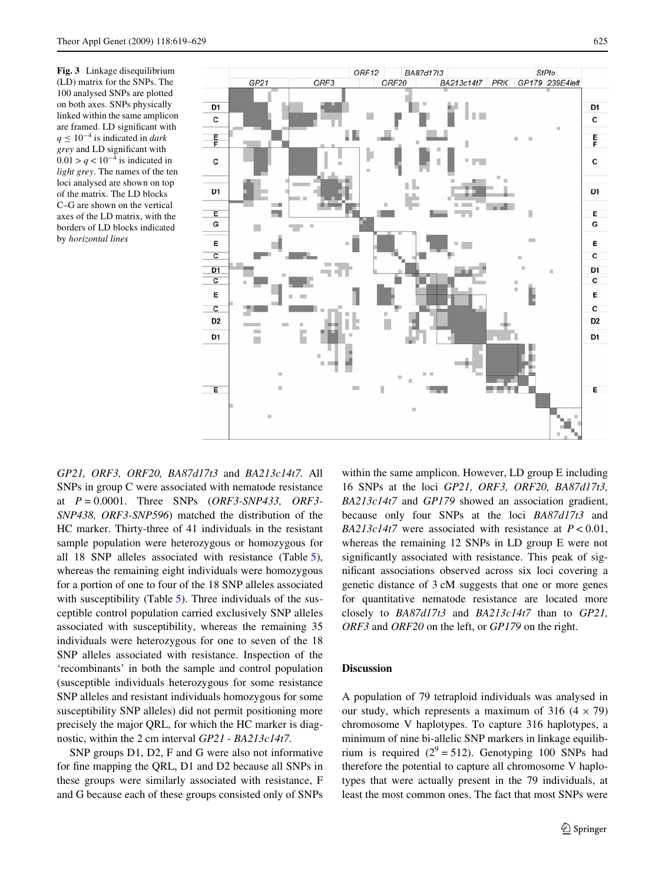ORF12 BA87d17t3 StPto

GP21 ORF3 ORF20 BA213c14t7 PRK GP179 239E4left

D1 C E F C D1 E G E C D1 C E C D2 D1 E

Fig. 3 Linkage disequilibrium (LD) matrix for the SNPs. The 100 analysed SNPs are plotted on both axes. SNPs physically linked within the same amplicon are framed. LD significant with $q \leq 10^{-4}$ is indicated in *dark grey* and LD significant with $0.01 > q < 10^{-4}$ is indicated in *light grey*. The names of the ten loci analysed are shown on top of the matrix. The LD blocks C–G are shown on the vertical axes of the LD matrix, with the borders of LD blocks indicated by *horizontal lines*

*GP21, ORF3, ORF20, BA87d17t3* and *BA213c14t7.* All SNPs in group C were associated with nematode resistance at $P = 0.0001$. Three SNPs (*ORF3-SNP433, ORF3-SNP438, ORF3-SNP596*) matched the distribution of the HC marker. Thirty-three of 41 individuals in the resistant sample population were heterozygous or homozygous for all 18 SNP alleles associated with resistance (Table 5), whereas the remaining eight individuals were homozygous for a portion of one to four of the 18 SNP alleles associated with susceptibility (Table 5). Three individuals of the susceptible control population carried exclusively SNP alleles associated with susceptibility, whereas the remaining 35 individuals were heterozygous for one to seven of the 18 SNP alleles associated with resistance. Inspection of the 'recombinants' in both the sample and control population (susceptible individuals heterozygous for some resistance SNP alleles and resistant individuals homozygous for some susceptibility SNP alleles) did not permit positioning more precisely the major QRL, for which the HC marker is diagnostic, within the 2 cm interval *GP21 - BA213c14t7.*

SNP groups D1, D2, F and G were also not informative for fine mapping the QRL, D1 and D2 because all SNPs in these groups were similarly associated with resistance, F and G because each of these groups consisted only of SNPs within the same amplicon. However, LD group E including 16 SNPs at the loci *GP21, ORF3, ORF20, BA87d17t3, BA213c14t7* and *GP179* showed an association gradient, because only four SNPs at the loci *BA87d17t3* and *BA213c14t7* were associated with resistance at $P < 0.01$, whereas the remaining 12 SNPs in LD group E were not significantly associated with resistance. This peak of significant associations observed across six loci covering a genetic distance of 3 cM suggests that one or more genes for quantitative nematode resistance are located more closely to *BA87d17t3* and *BA213c14t7* than to *GP21, ORF3* and *ORF20* on the left, or *GP179* on the right.

## Discussion

A population of 79 tetraploid individuals was analysed in our study, which represents a maximum of 316 ($4 \times 79$) chromosome V haplotypes. To capture 316 haplotypes, a minimum of nine bi-allelic SNP markers in linkage equilibrium is required ($2^9 = 512$). Genotyping 100 SNPs had therefore the potential to capture all chromosome V haplotypes that were actually present in the 79 individuals, at least the most common ones. The fact that most SNPs were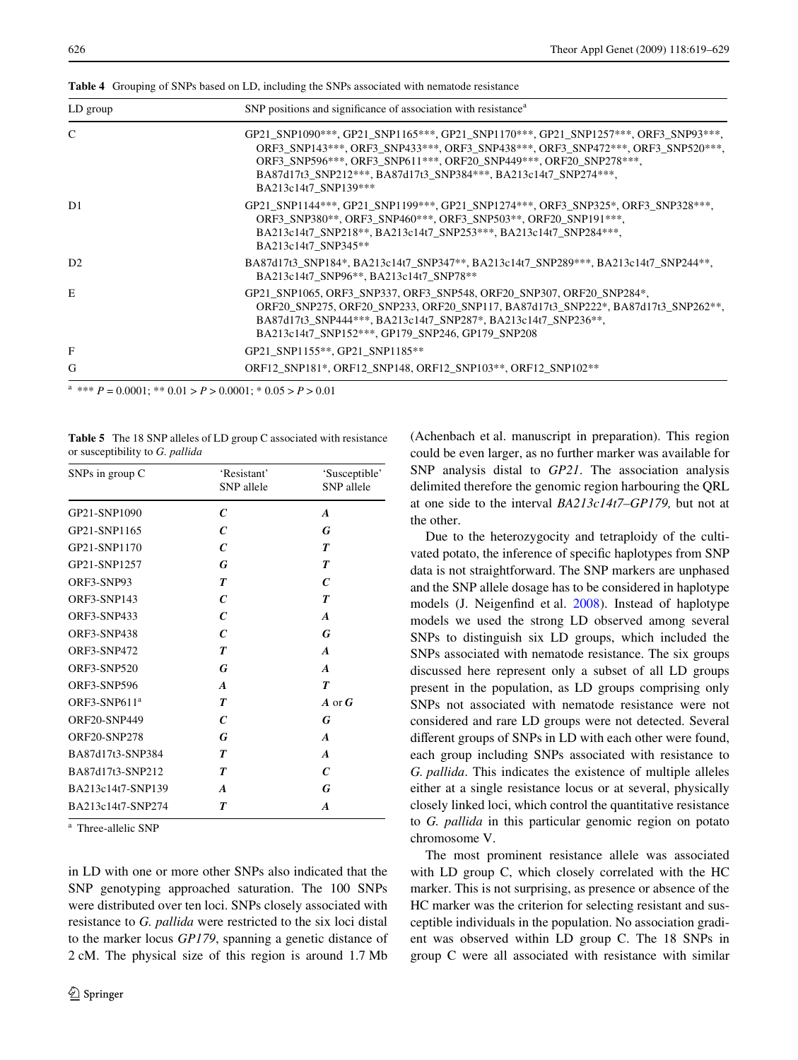**Table 4** Grouping of SNPs based on LD, including the SNPs associated with nematode resistance

| LD group | SNP positions and significance of association with resistance[a] |
|---|---|
| C | GP21_SNP1090***, GP21_SNP1165***, GP21_SNP1170***, GP21_SNP1257***, ORF3_SNP93***, ORF3_SNP143***, ORF3_SNP433***, ORF3_SNP438***, ORF3_SNP472***, ORF3_SNP520***, ORF3_SNP596***, ORF3_SNP611***, ORF20_SNP449***, ORF20_SNP278***, BA87d17t3_SNP212***, BA87d17t3_SNP384***, BA213c14t7_SNP274***, BA213c14t7_SNP139*** |
| D1 | GP21_SNP1144***, GP21_SNP1199***, GP21_SNP1274***, ORF3_SNP325*, ORF3_SNP328***, ORF3_SNP380**, ORF3_SNP460***, ORF3_SNP503**, ORF20_SNP191***, BA213c14t7_SNP218**, BA213c14t7_SNP253***, BA213c14t7_SNP284***, BA213c14t7_SNP345** |
| D2 | BA87d17t3_SNP184*, BA213c14t7_SNP347**, BA213c14t7_SNP289***, BA213c14t7_SNP244**, BA213c14t7_SNP96**, BA213c14t7_SNP78** |
| E | GP21_SNP1065, ORF3_SNP337, ORF3_SNP548, ORF20_SNP307, ORF20_SNP284*, ORF20_SNP275, ORF20_SNP233, ORF20_SNP117, BA87d17t3_SNP222*, BA87d17t3_SNP262**, BA87d17t3_SNP444***, BA213c14t7_SNP287*, BA213c14t7_SNP236**, BA213c14t7_SNP152***, GP179_SNP246, GP179_SNP208 |
| F | GP21_SNP1155**, GP21_SNP1185** |
| G | ORF12_SNP181*, ORF12_SNP148, ORF12_SNP103**, ORF12_SNP102** |

[a] *** $P = 0.0001$; ** $0.01 > P > 0.0001$; * $0.05 > P > 0.01$

**Table 5** The 18 SNP alleles of LD group C associated with resistance or susceptibility to *G. pallida*

| SNPs in group C | 'Resistant' SNP allele | 'Susceptible' SNP allele |
|---|---|---|
| GP21-SNP1090 | ***C*** | ***A*** |
| GP21-SNP1165 | ***C*** | ***G*** |
| GP21-SNP1170 | ***C*** | ***T*** |
| GP21-SNP1257 | ***G*** | ***T*** |
| ORF3-SNP93 | ***T*** | ***C*** |
| ORF3-SNP143 | ***C*** | ***T*** |
| ORF3-SNP433 | ***C*** | ***A*** |
| ORF3-SNP438 | ***C*** | ***G*** |
| ORF3-SNP472 | ***T*** | ***A*** |
| ORF3-SNP520 | ***G*** | ***A*** |
| ORF3-SNP596 | ***A*** | ***T*** |
| ORF3-SNP611[a] | ***T*** | ***A*** or ***G*** |
| ORF20-SNP449 | ***C*** | ***G*** |
| ORF20-SNP278 | ***G*** | ***A*** |
| BA87d17t3-SNP384 | ***T*** | ***A*** |
| BA87d17t3-SNP212 | ***T*** | ***C*** |
| BA213c14t7-SNP139 | ***A*** | ***G*** |
| BA213c14t7-SNP274 | ***T*** | ***A*** |

[a] Three-allelic SNP

in LD with one or more other SNPs also indicated that the SNP genotyping approached saturation. The 100 SNPs were distributed over ten loci. SNPs closely associated with resistance to *G. pallida* were restricted to the six loci distal to the marker locus *GP179*, spanning a genetic distance of 2 cM. The physical size of this region is around 1.7 Mb (Achenbach et al. manuscript in preparation). This region could be even larger, as no further marker was available for SNP analysis distal to *GP21*. The association analysis delimited therefore the genomic region harbouring the QRL at one side to the interval *BA213c14t7–GP179,* but not at the other.

Due to the heterozygocity and tetraploidy of the cultivated potato, the inference of specific haplotypes from SNP data is not straightforward. The SNP markers are unphased and the SNP allele dosage has to be considered in haplotype models (J. Neigenfind et al. 2008). Instead of haplotype models we used the strong LD observed among several SNPs to distinguish six LD groups, which included the SNPs associated with nematode resistance. The six groups discussed here represent only a subset of all LD groups present in the population, as LD groups comprising only SNPs not associated with nematode resistance were not considered and rare LD groups were not detected. Several different groups of SNPs in LD with each other were found, each group including SNPs associated with resistance to *G. pallida*. This indicates the existence of multiple alleles either at a single resistance locus or at several, physically closely linked loci, which control the quantitative resistance to *G. pallida* in this particular genomic region on potato chromosome V.

The most prominent resistance allele was associated with LD group C, which closely correlated with the HC marker. This is not surprising, as presence or absence of the HC marker was the criterion for selecting resistant and susceptible individuals in the population. No association gradient was observed within LD group C. The 18 SNPs in group C were all associated with resistance with similar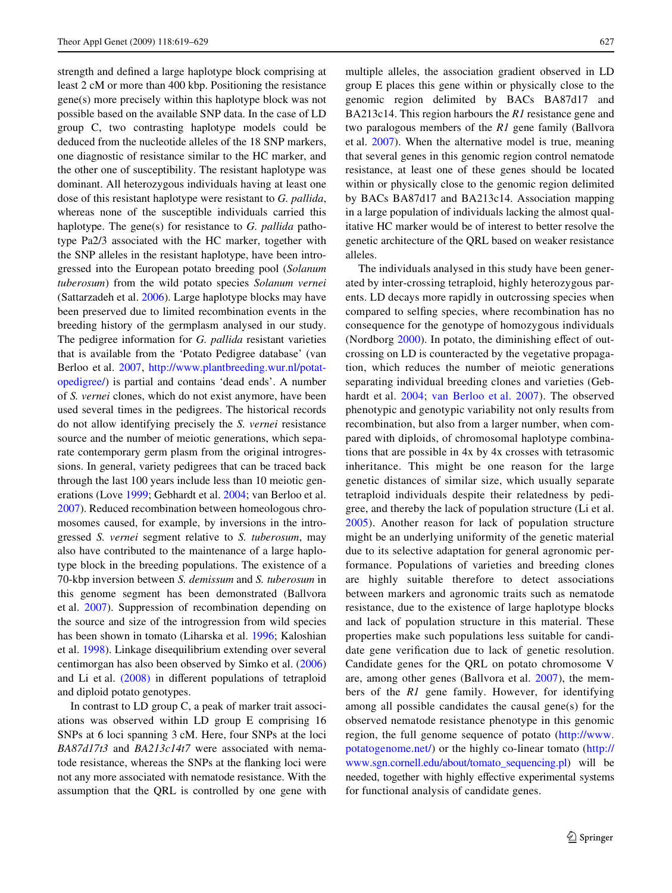strength and defined a large haplotype block comprising at least 2 cM or more than 400 kbp. Positioning the resistance gene(s) more precisely within this haplotype block was not possible based on the available SNP data. In the case of LD group C, two contrasting haplotype models could be deduced from the nucleotide alleles of the 18 SNP markers, one diagnostic of resistance similar to the HC marker, and the other one of susceptibility. The resistant haplotype was dominant. All heterozygous individuals having at least one dose of this resistant haplotype were resistant to *G. pallida*, whereas none of the susceptible individuals carried this haplotype. The gene(s) for resistance to *G. pallida* pathotype Pa2/3 associated with the HC marker, together with the SNP alleles in the resistant haplotype, have been introgressed into the European potato breeding pool (*Solanum tuberosum*) from the wild potato species *Solanum vernei* (Sattarzadeh et al. 2006). Large haplotype blocks may have been preserved due to limited recombination events in the breeding history of the germplasm analysed in our study. The pedigree information for *G. pallida* resistant varieties that is available from the 'Potato Pedigree database' (van Berloo et al. 2007, http://www.plantbreeding.wur.nl/potatopedigree/) is partial and contains 'dead ends'. A number of *S. vernei* clones, which do not exist anymore, have been used several times in the pedigrees. The historical records do not allow identifying precisely the *S. vernei* resistance source and the number of meiotic generations, which separate contemporary germ plasm from the original introgressions. In general, variety pedigrees that can be traced back through the last 100 years include less than 10 meiotic generations (Love 1999; Gebhardt et al. 2004; van Berloo et al. 2007). Reduced recombination between homeologous chromosomes caused, for example, by inversions in the introgressed *S. vernei* segment relative to *S. tuberosum*, may also have contributed to the maintenance of a large haplotype block in the breeding populations. The existence of a 70-kbp inversion between *S. demissum* and *S. tuberosum* in this genome segment has been demonstrated (Ballvora et al. 2007). Suppression of recombination depending on the source and size of the introgression from wild species has been shown in tomato (Liharska et al. 1996; Kaloshian et al. 1998). Linkage disequilibrium extending over several centimorgan has also been observed by Simko et al. (2006) and Li et al. (2008) in different populations of tetraploid and diploid potato genotypes.

In contrast to LD group C, a peak of marker trait associations was observed within LD group E comprising 16 SNPs at 6 loci spanning 3 cM. Here, four SNPs at the loci *BA87d17t3* and *BA213c14t7* were associated with nematode resistance, whereas the SNPs at the flanking loci were not any more associated with nematode resistance. With the assumption that the QRL is controlled by one gene with multiple alleles, the association gradient observed in LD group E places this gene within or physically close to the genomic region delimited by BACs BA87d17 and BA213c14. This region harbours the *R1* resistance gene and two paralogous members of the *R1* gene family (Ballvora et al. 2007). When the alternative model is true, meaning that several genes in this genomic region control nematode resistance, at least one of these genes should be located within or physically close to the genomic region delimited by BACs BA87d17 and BA213c14. Association mapping in a large population of individuals lacking the almost qualitative HC marker would be of interest to better resolve the genetic architecture of the QRL based on weaker resistance alleles.

The individuals analysed in this study have been generated by inter-crossing tetraploid, highly heterozygous parents. LD decays more rapidly in outcrossing species when compared to selfing species, where recombination has no consequence for the genotype of homozygous individuals (Nordborg 2000). In potato, the diminishing effect of outcrossing on LD is counteracted by the vegetative propagation, which reduces the number of meiotic generations separating individual breeding clones and varieties (Gebhardt et al. 2004; van Berloo et al. 2007). The observed phenotypic and genotypic variability not only results from recombination, but also from a larger number, when compared with diploids, of chromosomal haplotype combinations that are possible in 4x by 4x crosses with tetrasomic inheritance. This might be one reason for the large genetic distances of similar size, which usually separate tetraploid individuals despite their relatedness by pedigree, and thereby the lack of population structure (Li et al. 2005). Another reason for lack of population structure might be an underlying uniformity of the genetic material due to its selective adaptation for general agronomic performance. Populations of varieties and breeding clones are highly suitable therefore to detect associations between markers and agronomic traits such as nematode resistance, due to the existence of large haplotype blocks and lack of population structure in this material. These properties make such populations less suitable for candidate gene verification due to lack of genetic resolution. Candidate genes for the QRL on potato chromosome V are, among other genes (Ballvora et al. 2007), the members of the *R1* gene family. However, for identifying among all possible candidates the causal gene(s) for the observed nematode resistance phenotype in this genomic region, the full genome sequence of potato (http://www.potatogenome.net/) or the highly co-linear tomato (http://www.sgn.cornell.edu/about/tomato_sequencing.pl) will be needed, together with highly effective experimental systems for functional analysis of candidate genes.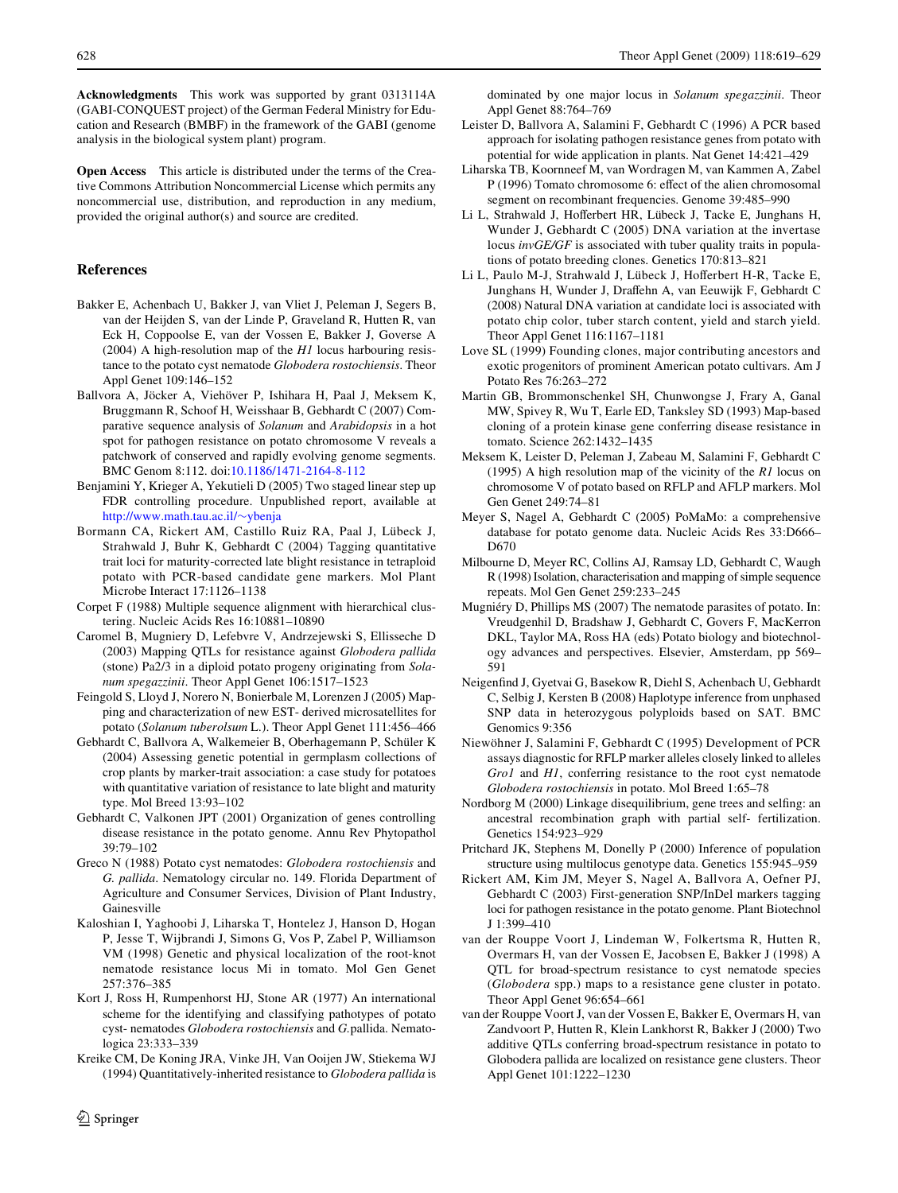**Acknowledgments** This work was supported by grant 0313114A (GABI-CONQUEST project) of the German Federal Ministry for Education and Research (BMBF) in the framework of the GABI (genome analysis in the biological system plant) program.

**Open Access** This article is distributed under the terms of the Creative Commons Attribution Noncommercial License which permits any noncommercial use, distribution, and reproduction in any medium, provided the original author(s) and source are credited.

## References

Bakker E, Achenbach U, Bakker J, van Vliet J, Peleman J, Segers B, van der Heijden S, van der Linde P, Graveland R, Hutten R, van Eck H, Coppoolse E, van der Vossen E, Bakker J, Goverse A (2004) A high-resolution map of the *H1* locus harbouring resistance to the potato cyst nematode *Globodera rostochiensis*. Theor Appl Genet 109:146–152

Ballvora A, Jöcker A, Viehöver P, Ishihara H, Paal J, Meksem K, Bruggmann R, Schoof H, Weisshaar B, Gebhardt C (2007) Comparative sequence analysis of *Solanum* and *Arabidopsis* in a hot spot for pathogen resistance on potato chromosome V reveals a patchwork of conserved and rapidly evolving genome segments. BMC Genom 8:112. doi:10.1186/1471-2164-8-112

Benjamini Y, Krieger A, Yekutieli D (2005) Two staged linear step up FDR controlling procedure. Unpublished report, available at http://www.math.tau.ac.il/~ybenja

Bormann CA, Rickert AM, Castillo Ruiz RA, Paal J, Lübeck J, Strahwald J, Buhr K, Gebhardt C (2004) Tagging quantitative trait loci for maturity-corrected late blight resistance in tetraploid potato with PCR-based candidate gene markers. Mol Plant Microbe Interact 17:1126–1138

Corpet F (1988) Multiple sequence alignment with hierarchical clustering. Nucleic Acids Res 16:10881–10890

Caromel B, Mugniery D, Lefebvre V, Andrzejewski S, Ellissече D (2003) Mapping QTLs for resistance against *Globodera pallida* (stone) Pa2/3 in a diploid potato progeny originating from *Solanum spegazzinii*. Theor Appl Genet 106:1517–1523

Feingold S, Lloyd J, Norero N, Bonierbale M, Lorenzen J (2005) Mapping and characterization of new EST- derived microsatellites for potato (*Solanum tuberolsum* L.). Theor Appl Genet 111:456–466

Gebhardt C, Ballvora A, Walkemeier B, Oberhagemann P, Schüler K (2004) Assessing genetic potential in germplasm collections of crop plants by marker-trait association: a case study for potatoes with quantitative variation of resistance to late blight and maturity type. Mol Breed 13:93–102

Gebhardt C, Valkonen JPT (2001) Organization of genes controlling disease resistance in the potato genome. Annu Rev Phytopathol 39:79–102

Greco N (1988) Potato cyst nematodes: *Globodera rostochiensis* and *G. pallida*. Nematology circular no. 149. Florida Department of Agriculture and Consumer Services, Division of Plant Industry, Gainesville

Kaloshian I, Yaghoobi J, Liharska T, Hontelez J, Hanson D, Hogan P, Jesse T, Wijbrandi J, Simons G, Vos P, Zabel P, Williamson VM (1998) Genetic and physical localization of the root-knot nematode resistance locus Mi in tomato. Mol Gen Genet 257:376–385

Kort J, Ross H, Rumpenhorst HJ, Stone AR (1977) An international scheme for the identifying and classifying pathotypes of potato cyst- nematodes *Globodera rostochiensis* and *G.*pallida. Nematologica 23:333–339

Kreike CM, De Koning JRA, Vinke JH, Van Ooijen JW, Stiekema WJ (1994) Quantitatively-inherited resistance to *Globodera pallida* is dominated by one major locus in *Solanum spegazzinii*. Theor Appl Genet 88:764–769

Leister D, Ballvora A, Salamini F, Gebhardt C (1996) A PCR based approach for isolating pathogen resistance genes from potato with potential for wide application in plants. Nat Genet 14:421–429

Liharska TB, Koornneef M, van Wordragen M, van Kammen A, Zabel P (1996) Tomato chromosome 6: effect of the alien chromosomal segment on recombinant frequencies. Genome 39:485–990

Li L, Strahwald J, Hofferbert HR, Lübeck J, Tacke E, Junghans H, Wunder J, Gebhardt C (2005) DNA variation at the invertase locus *invGE/GF* is associated with tuber quality traits in populations of potato breeding clones. Genetics 170:813–821

Li L, Paulo M-J, Strahwald J, Lübeck J, Hofferbert H-R, Tacke E, Junghans H, Wunder J, Draffehn A, van Eeuwijk F, Gebhardt C (2008) Natural DNA variation at candidate loci is associated with potato chip color, tuber starch content, yield and starch yield. Theor Appl Genet 116:1167–1181

Love SL (1999) Founding clones, major contributing ancestors and exotic progenitors of prominent American potato cultivars. Am J Potato Res 76:263–272

Martin GB, Brommonschenkel SH, Chunwongse J, Frary A, Ganal MW, Spivey R, Wu T, Earle ED, Tanksley SD (1993) Map-based cloning of a protein kinase gene conferring disease resistance in tomato. Science 262:1432–1435

Meksem K, Leister D, Peleman J, Zabeau M, Salamini F, Gebhardt C (1995) A high resolution map of the vicinity of the *R1* locus on chromosome V of potato based on RFLP and AFLP markers. Mol Gen Genet 249:74–81

Meyer S, Nagel A, Gebhardt C (2005) PoMaMo: a comprehensive database for potato genome data. Nucleic Acids Res 33:D666–D670

Milbourne D, Meyer RC, Collins AJ, Ramsay LD, Gebhardt C, Waugh R (1998) Isolation, characterisation and mapping of simple sequence repeats. Mol Gen Genet 259:233–245

Mugniéry D, Phillips MS (2007) The nematode parasites of potato. In: Vreudgenhil D, Bradshaw J, Gebhardt C, Govers F, MacKerron DKL, Taylor MA, Ross HA (eds) Potato biology and biotechnology advances and perspectives. Elsevier, Amsterdam, pp 569–591

Neigenfind J, Gyetvai G, Basekow R, Diehl S, Achenbach U, Gebhardt C, Selbig J, Kersten B (2008) Haplotype inference from unphased SNP data in heterozygous polyploids based on SAT. BMC Genomics 9:356

Niewöhner J, Salamini F, Gebhardt C (1995) Development of PCR assays diagnostic for RFLP marker alleles closely linked to alleles *Gro1* and *H1*, conferring resistance to the root cyst nematode *Globodera rostochiensis* in potato. Mol Breed 1:65–78

Nordborg M (2000) Linkage disequilibrium, gene trees and selfing: an ancestral recombination graph with partial self- fertilization. Genetics 154:923–929

Pritchard JK, Stephens M, Donelly P (2000) Inference of population structure using multilocus genotype data. Genetics 155:945–959

Rickert AM, Kim JM, Meyer S, Nagel A, Ballvora A, Oefner PJ, Gebhardt C (2003) First-generation SNP/InDel markers tagging loci for pathogen resistance in the potato genome. Plant Biotechnol J 1:399–410

van der Rouppe Voort J, Lindeman W, Folkertsma R, Hutten R, Overmars H, van der Vossen E, Jacobsen E, Bakker J (1998) A QTL for broad-spectrum resistance to cyst nematode species (*Globodera* spp.) maps to a resistance gene cluster in potato. Theor Appl Genet 96:654–661

van der Rouppe Voort J, van der Vossen E, Bakker E, Overmars H, van Zandvoort P, Hutten R, Klein Lankhorst R, Bakker J (2000) Two additive QTLs conferring broad-spectrum resistance in potato to Globodera pallida are localized on resistance gene clusters. Theor Appl Genet 101:1222–1230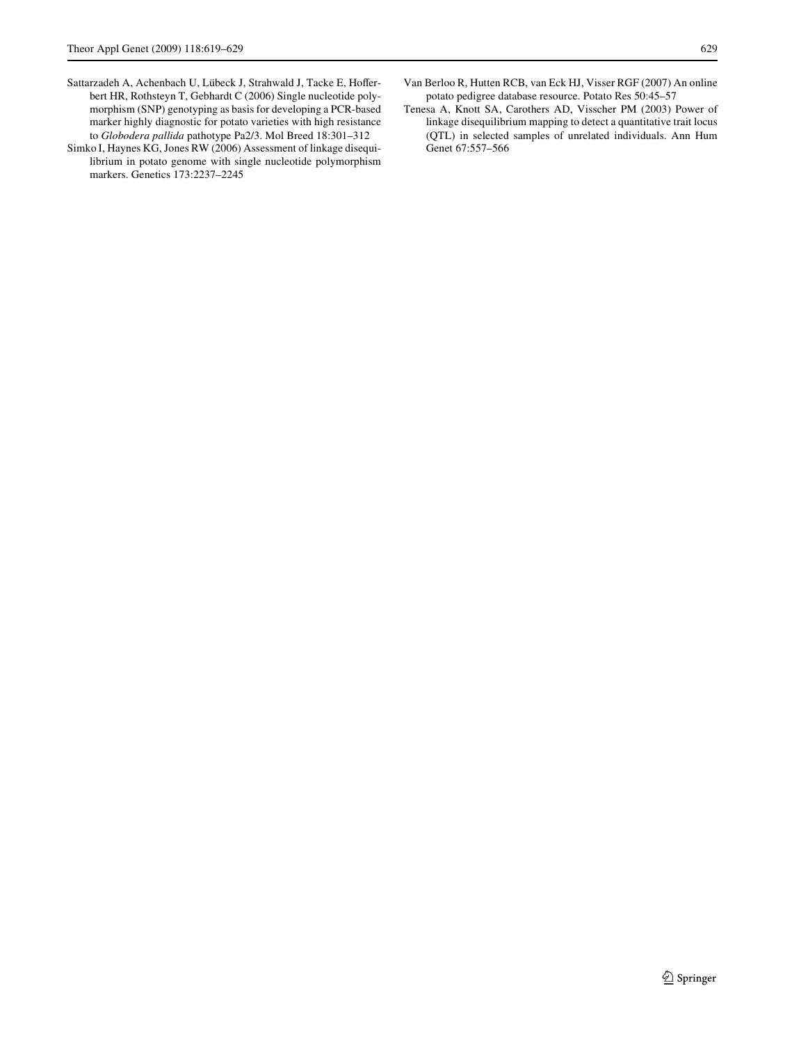Sattarzadeh A, Achenbach U, Lübeck J, Strahwald J, Tacke E, Hofferbert HR, Rothsteyn T, Gebhardt C (2006) Single nucleotide polymorphism (SNP) genotyping as basis for developing a PCR-based marker highly diagnostic for potato varieties with high resistance to *Globodera pallida* pathotype Pa2/3. Mol Breed 18:301–312

Simko I, Haynes KG, Jones RW (2006) Assessment of linkage disequilibrium in potato genome with single nucleotide polymorphism markers. Genetics 173:2237–2245

Van Berloo R, Hutten RCB, van Eck HJ, Visser RGF (2007) An online potato pedigree database resource. Potato Res 50:45–57

Tenesa A, Knott SA, Carothers AD, Visscher PM (2003) Power of linkage disequilibrium mapping to detect a quantitative trait locus (QTL) in selected samples of unrelated individuals. Ann Hum Genet 67:557–566